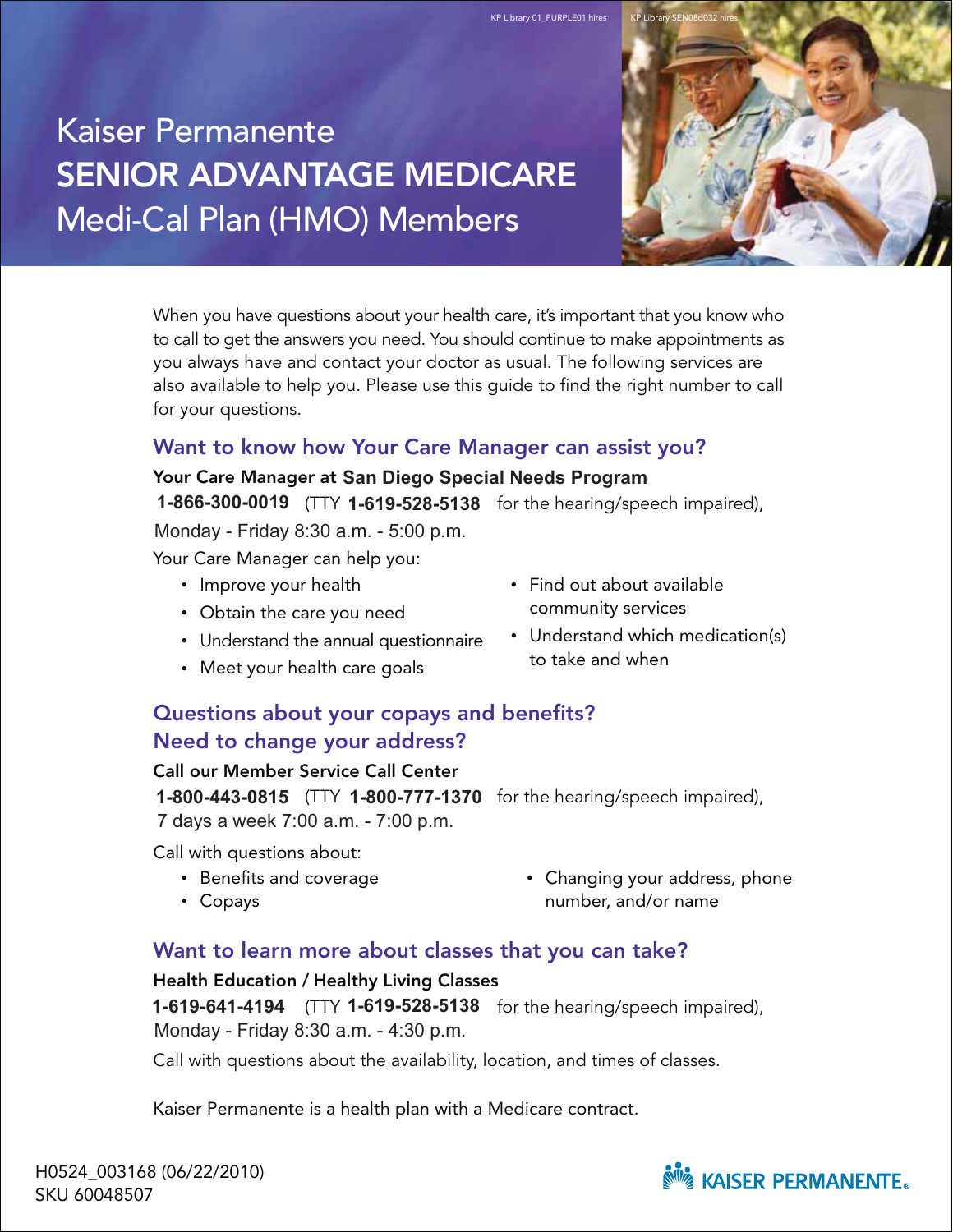# Kaiser Permanente
# SENIOR ADVANTAGE MEDICARE
# Medi-Cal Plan (HMO) Members

When you have questions about your health care, it's important that you know who to call to get the answers you need. You should continue to make appointments as you always have and contact your doctor as usual. The following services are also available to help you. Please use this guide to find the right number to call for your questions.

## Want to know how Your Care Manager can assist you?

**Your Care Manager at San Diego Special Needs Program**

**1-866-300-0019** (TTY **1-619-528-5138** for the hearing/speech impaired), Monday - Friday 8:30 a.m. - 5:00 p.m.

Your Care Manager can help you:

- Improve your health
- Obtain the care you need
- Understand the annual questionnaire
- Meet your health care goals
- Find out about available community services
- Understand which medication(s) to take and when

## Questions about your copays and benefits? Need to change your address?

**Call our Member Service Call Center**

**1-800-443-0815** (TTY **1-800-777-1370** for the hearing/speech impaired), 7 days a week 7:00 a.m. - 7:00 p.m.

Call with questions about:

- Benefits and coverage
- Copays
- Changing your address, phone number, and/or name

## Want to learn more about classes that you can take?

**Health Education / Healthy Living Classes**

**1-619-641-4194** (TTY **1-619-528-5138** for the hearing/speech impaired), Monday - Friday 8:30 a.m. - 4:30 p.m.

Call with questions about the availability, location, and times of classes.

Kaiser Permanente is a health plan with a Medicare contract.

H0524_003168 (06/22/2010)
SKU 60048507

KAISER PERMANENTE®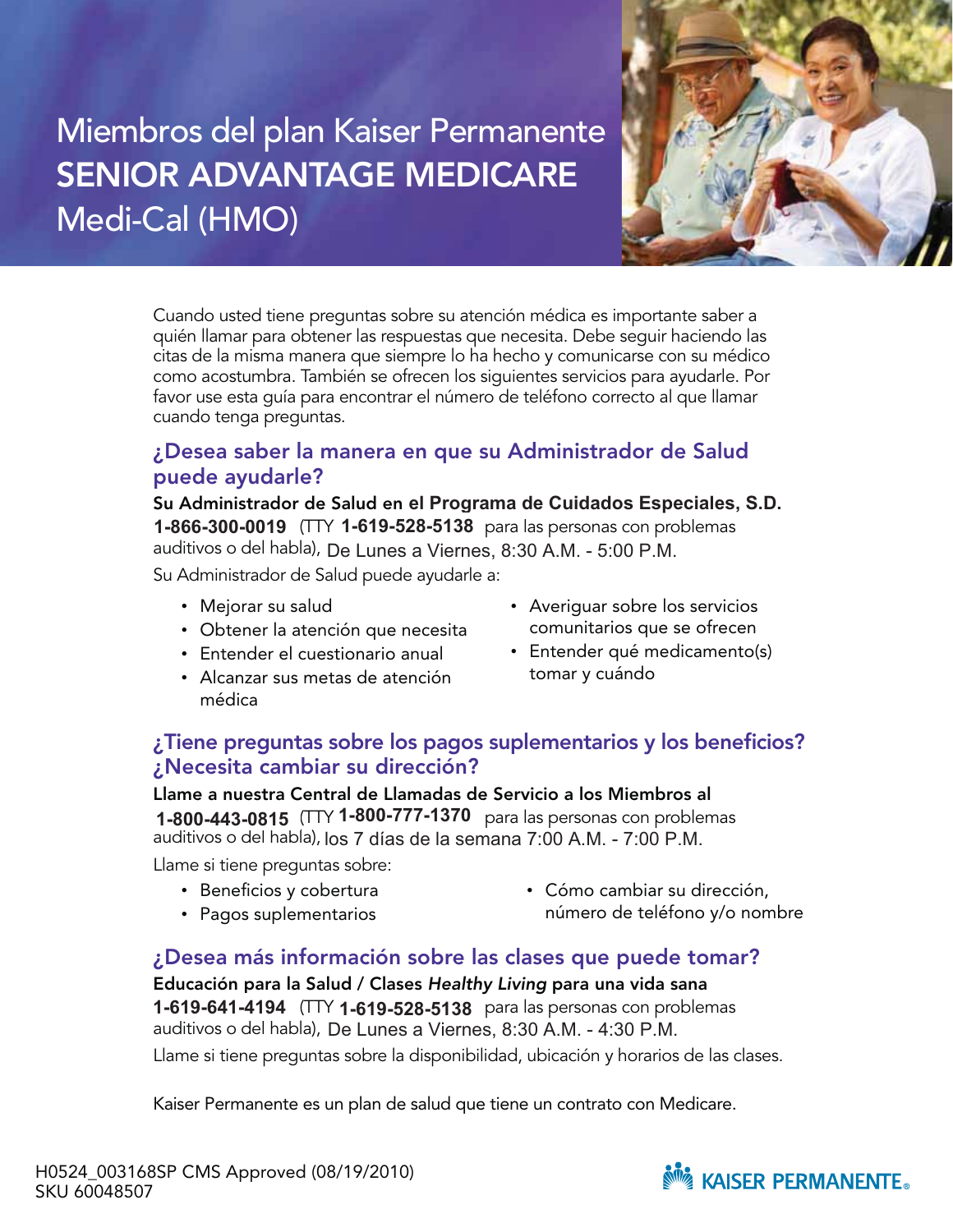# Miembros del plan Kaiser Permanente SENIOR ADVANTAGE MEDICARE Medi-Cal (HMO)

Cuando usted tiene preguntas sobre su atención médica es importante saber a quién llamar para obtener las respuestas que necesita. Debe seguir haciendo las citas de la misma manera que siempre lo ha hecho y comunicarse con su médico como acostumbra. También se ofrecen los siguientes servicios para ayudarle. Por favor use esta guía para encontrar el número de teléfono correcto al que llamar cuando tenga preguntas.

## ¿Desea saber la manera en que su Administrador de Salud puede ayudarle?

**Su Administrador de Salud en el Programa de Cuidados Especiales, S.D.**
**1-866-300-0019** (TTY **1-619-528-5138** para las personas con problemas auditivos o del habla), De Lunes a Viernes, 8:30 A.M. - 5:00 P.M.

Su Administrador de Salud puede ayudarle a:

- Mejorar su salud
- Obtener la atención que necesita
- Entender el cuestionario anual
- Alcanzar sus metas de atención médica
- Averiguar sobre los servicios comunitarios que se ofrecen
- Entender qué medicamento(s) tomar y cuándo

## ¿Tiene preguntas sobre los pagos suplementarios y los beneficios? ¿Necesita cambiar su dirección?

**Llame a nuestra Central de Llamadas de Servicio a los Miembros al**
**1-800-443-0815** (TTY **1-800-777-1370** para las personas con problemas auditivos o del habla), los 7 días de la semana 7:00 A.M. - 7:00 P.M.

Llame si tiene preguntas sobre:

- Beneficios y cobertura
- Pagos suplementarios
- Cómo cambiar su dirección, número de teléfono y/o nombre

## ¿Desea más información sobre las clases que puede tomar?

**Educación para la Salud / Clases *Healthy Living* para una vida sana**
**1-619-641-4194** (TTY **1-619-528-5138** para las personas con problemas auditivos o del habla), De Lunes a Viernes, 8:30 A.M. - 4:30 P.M.

Llame si tiene preguntas sobre la disponibilidad, ubicación y horarios de las clases.

Kaiser Permanente es un plan de salud que tiene un contrato con Medicare.

H0524_003168SP CMS Approved (08/19/2010)
SKU 60048507

KAISER PERMANENTE®